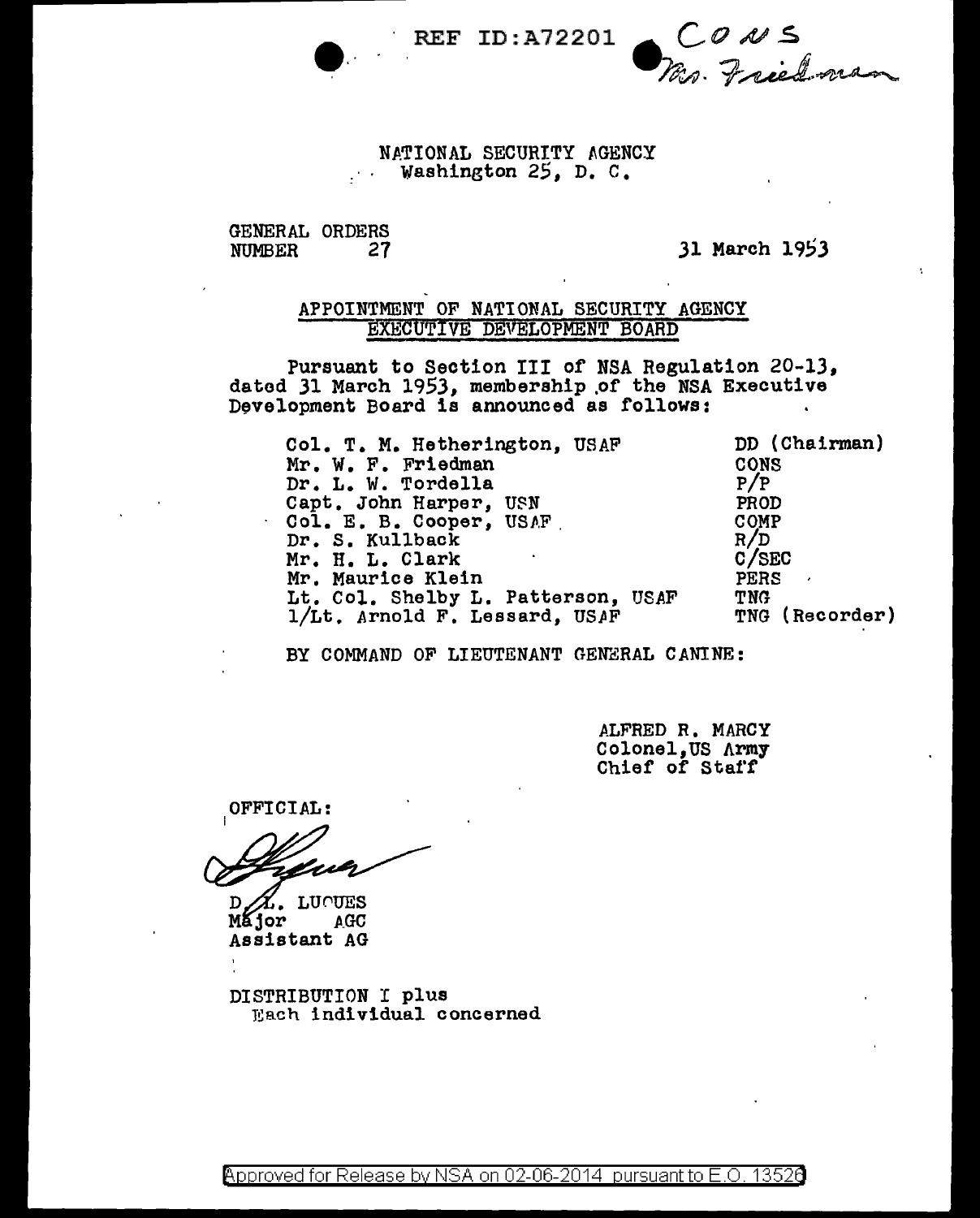REF ID:A72201 CONS Mr. Friedman

NATIONAL SECURITY AGENCY
Washington 25, D. C.

GENERAL ORDERS
NUMBER 27

31 March 1953

## APPOINTMENT OF NATIONAL SECURITY AGENCY EXECUTIVE DEVELOPMENT BOARD

Pursuant to Section III of NSA Regulation 20-13, dated 31 March 1953, membership of the NSA Executive Development Board is announced as follows:

| | |
|---|---|
| Col. T. M. Hetherington, USAF | DD (Chairman) |
| Mr. W. F. Friedman | CONS |
| Dr. L. W. Tordella | P/P |
| Capt. John Harper, USN | PROD |
| Col. E. B. Cooper, USAF | COMP |
| Dr. S. Kullback | R/D |
| Mr. H. L. Clark | C/SEC |
| Mr. Maurice Klein | PERS |
| Lt. Col. Shelby L. Patterson, USAF | TNG |
| 1/Lt. Arnold F. Lessard, USAF | TNG (Recorder) |

BY COMMAND OF LIEUTENANT GENERAL CANINE:

ALFRED R. MARCY
Colonel, US Army
Chief of Staff

OFFICIAL:

D. L. LUCUES
Major AGC
Assistant AG

DISTRIBUTION I plus
Each individual concerned

Approved for Release by NSA on 02-06-2014 pursuant to E.O. 13526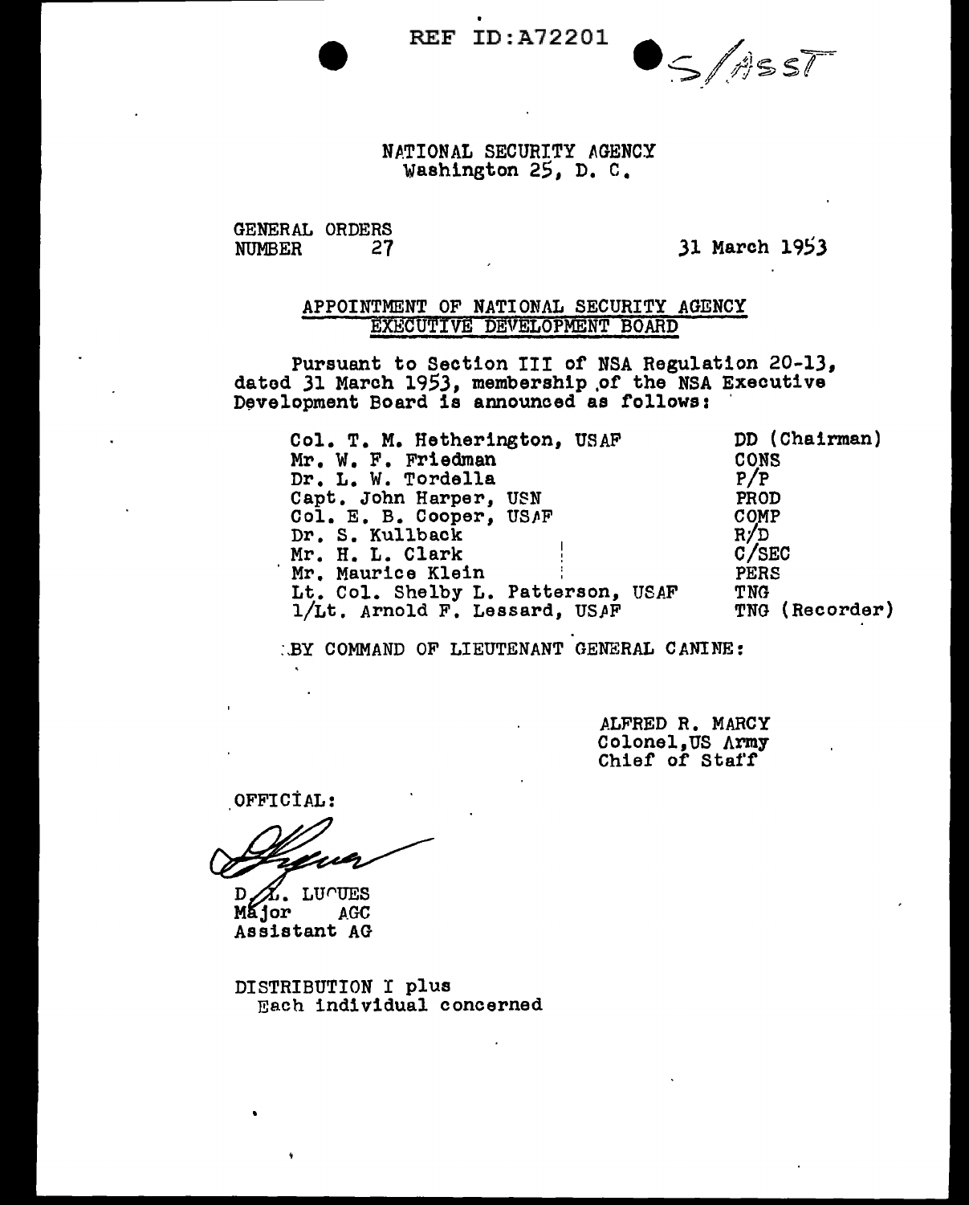REF ID:A72201 S/Asst

NATIONAL SECURITY AGENCY
Washington 25, D. C.

GENERAL ORDERS
NUMBER 27

31 March 1953

## APPOINTMENT OF NATIONAL SECURITY AGENCY EXECUTIVE DEVELOPMENT BOARD

Pursuant to Section III of NSA Regulation 20-13, dated 31 March 1953, membership of the NSA Executive Development Board is announced as follows:

| | |
|---|---|
| Col. T. M. Hetherington, USAF | DD (Chairman) |
| Mr. W. F. Friedman | CONS |
| Dr. L. W. Tordella | P/P |
| Capt. John Harper, USN | PROD |
| Col. E. B. Cooper, USAF | COMP |
| Dr. S. Kullback | R/D |
| Mr. H. L. Clark | C/SEC |
| Mr. Maurice Klein | PERS |
| Lt. Col. Shelby L. Patterson, USAF | TNG |
| 1/Lt. Arnold F. Lessard, USAF | TNG (Recorder) |

BY COMMAND OF LIEUTENANT GENERAL CANINE:

ALFRED R. MARCY
Colonel, US Army
Chief of Staff

OFFICIAL:

D. L. LUCUES
Major AGC
Assistant AG

DISTRIBUTION I plus
Each individual concerned